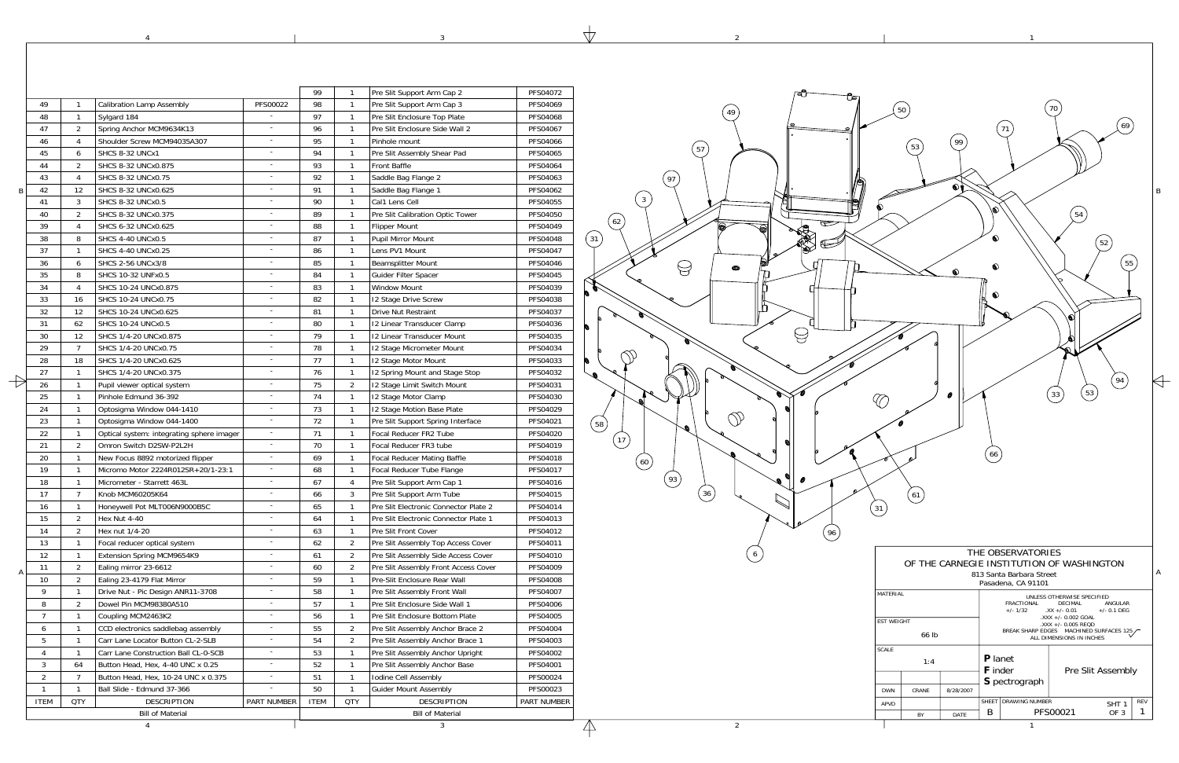## Bill of Material

| ITEM | QTY | DESCRIPTION | PART NUMBER |
|---|---|---|---|
| 49 | 1 | Calibration Lamp Assembly | PFS00022 |
| 48 | 1 | Sylgard 184 | - |
| 47 | 2 | Spring Anchor MCM9634K13 | - |
| 46 | 4 | Shoulder Screw MCM94035A307 | - |
| 45 | 6 | SHCS 8-32 UNCx1 | - |
| 44 | 2 | SHCS 8-32 UNCx0.875 | - |
| 43 | 4 | SHCS 8-32 UNCx0.75 | - |
| 42 | 12 | SHCS 8-32 UNCx0.625 | - |
| 41 | 3 | SHCS 8-32 UNCx0.5 | - |
| 40 | 2 | SHCS 8-32 UNCx0.375 | - |
| 39 | 4 | SHCS 6-32 UNCx0.625 | - |
| 38 | 8 | SHCS 4-40 UNCx0.5 | - |
| 37 | 1 | SHCS 4-40 UNCx0.25 | - |
| 36 | 6 | SHCS 2-56 UNCx3/8 | - |
| 35 | 8 | SHCS 10-32 UNFx0.5 | - |
| 34 | 4 | SHCS 10-24 UNCx0.875 | - |
| 33 | 16 | SHCS 10-24 UNCx0.75 | - |
| 32 | 12 | SHCS 10-24 UNCx0.625 | - |
| 31 | 62 | SHCS 10-24 UNCx0.5 | - |
| 30 | 12 | SHCS 1/4-20 UNCx0.875 | - |
| 29 | 7 | SHCS 1/4-20 UNCx0.75 | - |
| 28 | 18 | SHCS 1/4-20 UNCx0.625 | - |
| 27 | 1 | SHCS 1/4-20 UNCx0.375 | - |
| 26 | 1 | Pupil viewer optical system | - |
| 25 | 1 | Pinhole Edmund 36-392 | - |
| 24 | 1 | Optosigma Window 044-1410 | - |
| 23 | 1 | Optosigma Window 044-1400 | - |
| 22 | 1 | Optical system: integrating sphere imager | - |
| 21 | 2 | Omron Switch D2SW-P2L2H | - |
| 20 | 1 | New Focus 8892 motorized flipper | - |
| 19 | 1 | Micromo Motor 2224R012SR+20/1-23:1 | - |
| 18 | 1 | Micrometer - Starrett 463L | - |
| 17 | 7 | Knob MCM60205K64 | - |
| 16 | 1 | Honeywell Pot MLT006N9000B5C | - |
| 15 | 2 | Hex Nut 4-40 | - |
| 14 | 2 | Hex nut 1/4-20 | - |
| 13 | 1 | Focal reducer optical system | - |
| 12 | 1 | Extension Spring MCM9654K9 | - |
| 11 | 2 | Ealing mirror 23-6612 | - |
| 10 | 2 | Ealing 23-4179 Flat Mirror | - |
| 9 | 1 | Drive Nut - Pic Design ANR11-3708 | - |
| 8 | 2 | Dowel Pin MCM98380A510 | - |
| 7 | 1 | Coupling MCM2463K2 | - |
| 6 | 1 | CCD electronics saddlebag assembly | - |
| 5 | 1 | Carr Lane Locator Button CL-2-SLB | - |
| 4 | 1 | Carr Lane Construction Ball CL-0-SCB | - |
| 3 | 64 | Button Head, Hex, 4-40 UNC x 0.25 | - |
| 2 | 7 | Button Head, Hex, 10-24 UNC x 0.375 | - |
| 1 | 1 | Ball Slide - Edmund 37-366 | - |

## Bill of Material

| ITEM | QTY | DESCRIPTION | PART NUMBER |
|---|---|---|---|
| 99 | 1 | Pre Slit Support Arm Cap 2 | PFS04072 |
| 98 | 1 | Pre Slit Support Arm Cap 3 | PFS04069 |
| 97 | 1 | Pre Slit Enclosure Top Plate | PFS04068 |
| 96 | 1 | Pre Slit Enclosure Side Wall 2 | PFS04067 |
| 95 | 1 | Pinhole mount | PFS04066 |
| 94 | 1 | Pre Slit Assembly Shear Pad | PFS04065 |
| 93 | 1 | Front Baffle | PFS04064 |
| 92 | 1 | Saddle Bag Flange 2 | PFS04063 |
| 91 | 1 | Saddle Bag Flange 1 | PFS04062 |
| 90 | 1 | Cal1 Lens Cell | PFS04055 |
| 89 | 1 | Pre Slit Calibration Optic Tower | PFS04050 |
| 88 | 1 | Flipper Mount | PFS04049 |
| 87 | 1 | Pupil Mirror Mount | PFS04048 |
| 86 | 1 | Lens PV1 Mount | PFS04047 |
| 85 | 1 | Beamsplitter Mount | PFS04046 |
| 84 | 1 | Guider Filter Spacer | PFS04045 |
| 83 | 1 | Window Mount | PFS04039 |
| 82 | 1 | I2 Stage Drive Screw | PFS04038 |
| 81 | 1 | Drive Nut Restraint | PFS04037 |
| 80 | 1 | I2 Linear Transducer Clamp | PFS04036 |
| 79 | 1 | I2 Linear Transducer Mount | PFS04035 |
| 78 | 1 | I2 Stage Micrometer Mount | PFS04034 |
| 77 | 1 | I2 Stage Motor Mount | PFS04033 |
| 76 | 1 | I2 Spring Mount and Stage Stop | PFS04032 |
| 75 | 2 | I2 Stage Limit Switch Mount | PFS04031 |
| 74 | 1 | I2 Stage Motor Clamp | PFS04030 |
| 73 | 1 | I2 Stage Motion Base Plate | PFS04029 |
| 72 | 1 | Pre Slit Support Spring Interface | PFS04021 |
| 71 | 1 | Focal Reducer FR2 Tube | PFS04020 |
| 70 | 1 | Focal Reducer FR3 tube | PFS04019 |
| 69 | 1 | Focal Reducer Mating Baffle | PFS04018 |
| 68 | 1 | Focal Reducer Tube Flange | PFS04017 |
| 67 | 4 | Pre Slit Support Arm Cap 1 | PFS04016 |
| 66 | 3 | Pre Slit Support Arm Tube | PFS04015 |
| 65 | 1 | Pre Slit Electronic Connector Plate 2 | PFS04014 |
| 64 | 1 | Pre Slit Electronic Connector Plate 1 | PFS04013 |
| 63 | 1 | Pre Slit Front Cover | PFS04012 |
| 62 | 2 | Pre Slit Assembly Top Access Cover | PFS04011 |
| 61 | 2 | Pre Slit Assembly Side Access Cover | PFS04010 |
| 60 | 2 | Pre Slit Assembly Front Access Cover | PFS04009 |
| 59 | 1 | Pre-Slit Enclosure Rear Wall | PFS04008 |
| 58 | 1 | Pre Slit Assembly Front Wall | PFS04007 |
| 57 | 1 | Pre Slit Enclosure Side Wall 1 | PFS04006 |
| 56 | 1 | Pre Slit Enclosure Bottom Plate | PFS04005 |
| 55 | 2 | Pre Slit Assembly Anchor Brace 2 | PFS04004 |
| 54 | 2 | Pre Slit Assembly Anchor Brace 1 | PFS04003 |
| 53 | 1 | Pre Slit Assembly Anchor Upright | PFS04002 |
| 52 | 1 | Pre Slit Assembly Anchor Base | PFS04001 |
| 51 | 1 | Iodine Cell Assembly | PFS00024 |
| 50 | 1 | Guider Mount Assembly | PFS00023 |

## THE OBSERVATORIES OF THE CARNEGIE INSTITUTION OF WASHINGTON

813 Santa Barbara Street
Pasadena, CA 91101

| | |
|---|---|
| MATERIAL | |
| EST WEIGHT | 66 lb |
| SCALE | 1:4 |
| DWN | CRANE — 8/28/2007 |
| APVD | |

UNLESS OTHERWISE SPECIFIED
FRACTIONAL +/- 1/32 — DECIMAL .XX +/- 0.01, .XXX +/- 0.002 GOAL, .XXX +/- 0.005 REQD — ANGULAR +/- 0.1 DEG
BREAK SHARP EDGES — MACHINED SURFACES 125
ALL DIMENSIONS IN INCHES

**P**lanet **F**inder **S**pectrograph — Pre Slit Assembly

SHEET B — DRAWING NUMBER PFS00021 — SHT 1 OF 3 — REV 1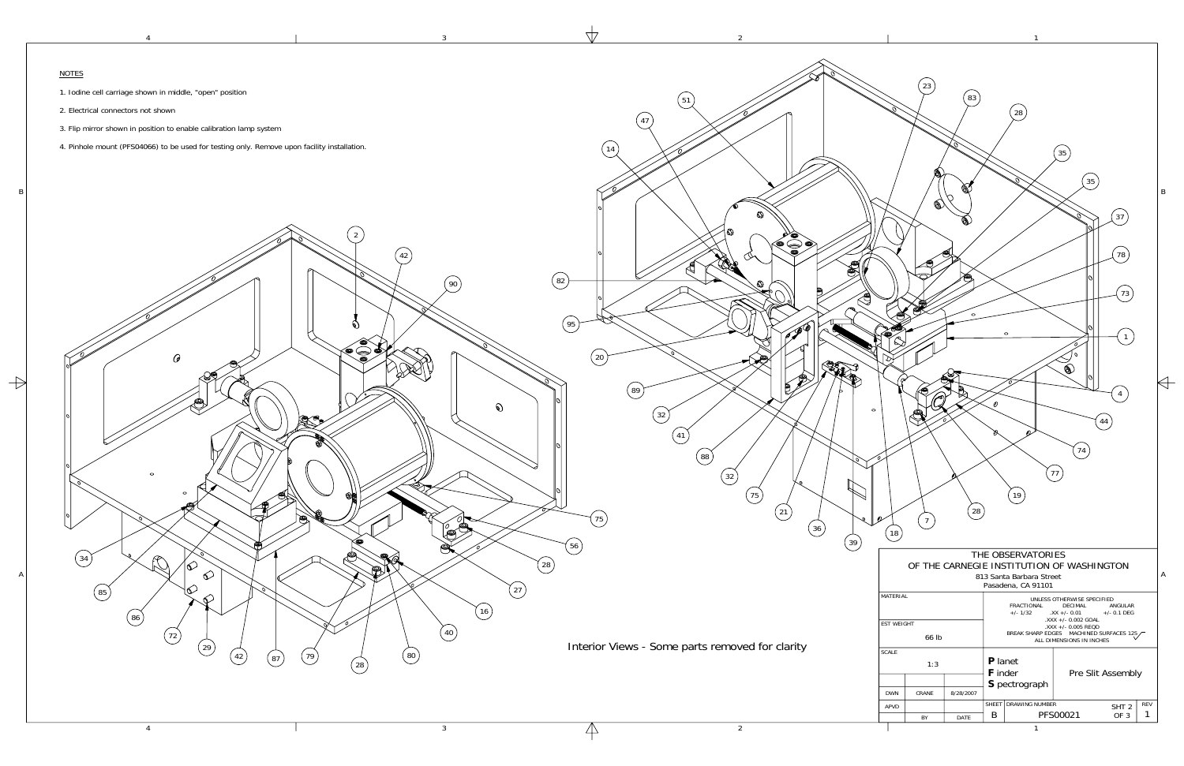## NOTES

1. Iodine cell carriage shown in middle, "open" position
2. Electrical connectors not shown
3. Flip mirror shown in position to enable calibration lamp system
4. Pinhole mount (PFS04066) to be used for testing only. Remove upon facility installation.

Interior Views - Some parts removed for clarity

| | | |
|---|---|---|
| THE OBSERVATORIES OF THE CARNEGIE INSTITUTION OF WASHINGTON<br>813 Santa Barbara Street<br>Pasadena, CA 91101 | | |
| MATERIAL | UNLESS OTHERWISE SPECIFIED<br>FRACTIONAL +/- 1/32; DECIMAL .XX +/- 0.01, .XXX +/- 0.002 GOAL, .XXX +/- 0.005 REQD; ANGULAR +/- 0.1 DEG<br>BREAK SHARP EDGES MACHINED SURFACES 125<br>ALL DIMENSIONS IN INCHES | |
| EST WEIGHT: 66 lb | | |
| SCALE: 1:3 | **P**lanet **F**inder **S**pectrograph | Pre Slit Assembly |
| DWN: CRANE, 8/28/2007 | SHEET: B | DRAWING NUMBER: PFS00021 |
| APVD | SHT 2 OF 3 | REV 1 |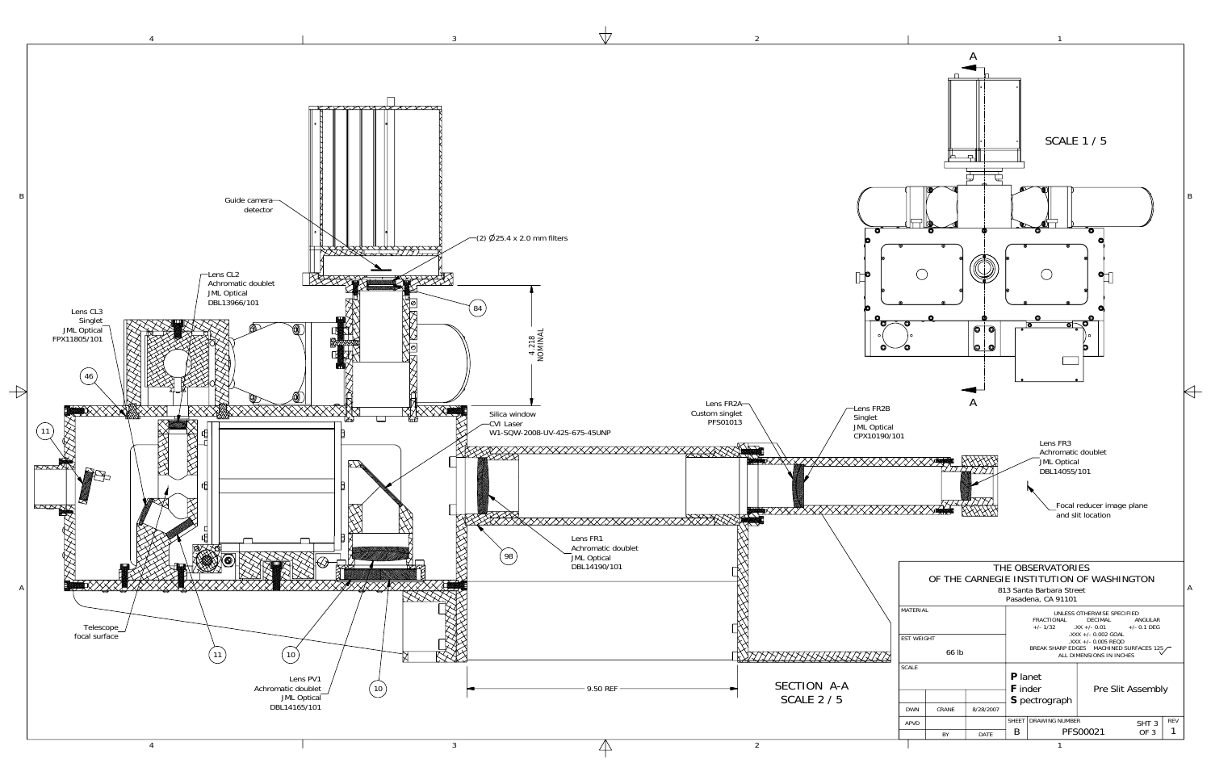Guide camera detector

(2) Ø25.4 x 2.0 mm filters

Lens CL2
Achromatic doublet
JML Optical
DBL13966/101

Lens CL3
Singlet
JML Optical
FPX11805/101

84

4.218
NOMINAL

46

11

Silica window
CVI Laser
W1-SQW-2008-UV-425-675-45UNP

Lens FR2A
Custom singlet
PFS01013

Lens FR2B
Singlet
JML Optical
CPX10190/101

Lens FR3
Achromatic doublet
JML Optical
DBL14055/101

Focal reducer image plane and slit location

Lens FR1
Achromatic doublet
JML Optical
DBL14190/101

98

Telescope focal surface

11

10

10

Lens PV1
Achromatic doublet
JML Optical
DBL14165/101

9.50 REF

SECTION A-A
SCALE 2 / 5

A

A

SCALE 1 / 5

| | | | | | |
|---|---|---|---|---|---|
| THE OBSERVATORIES OF THE CARNEGIE INSTITUTION OF WASHINGTON<br>813 Santa Barbara Street<br>Pasadena, CA 91101 | | | | | |
| MATERIAL | | | UNLESS OTHERWISE SPECIFIED<br>FRACTIONAL +/- 1/32 DECIMAL .XX +/- 0.01 .XXX +/- 0.002 GOAL .XXX +/- 0.005 REQD ANGULAR +/- 0.1 DEG<br>BREAK SHARP EDGES MACHINED SURFACES 125<br>ALL DIMENSIONS IN INCHES | | |
| EST WEIGHT 66 lb | | | | | |
| SCALE | | | **P**lanet **F**inder **S**pectrograph | Pre Slit Assembly | |
| DWN | CRANE | 8/28/2007 | | | |
| APVD | | | SHEET B | DRAWING NUMBER PFS00021 | SHT 3 OF 3 — REV 1 |
| | BY | DATE | | | |